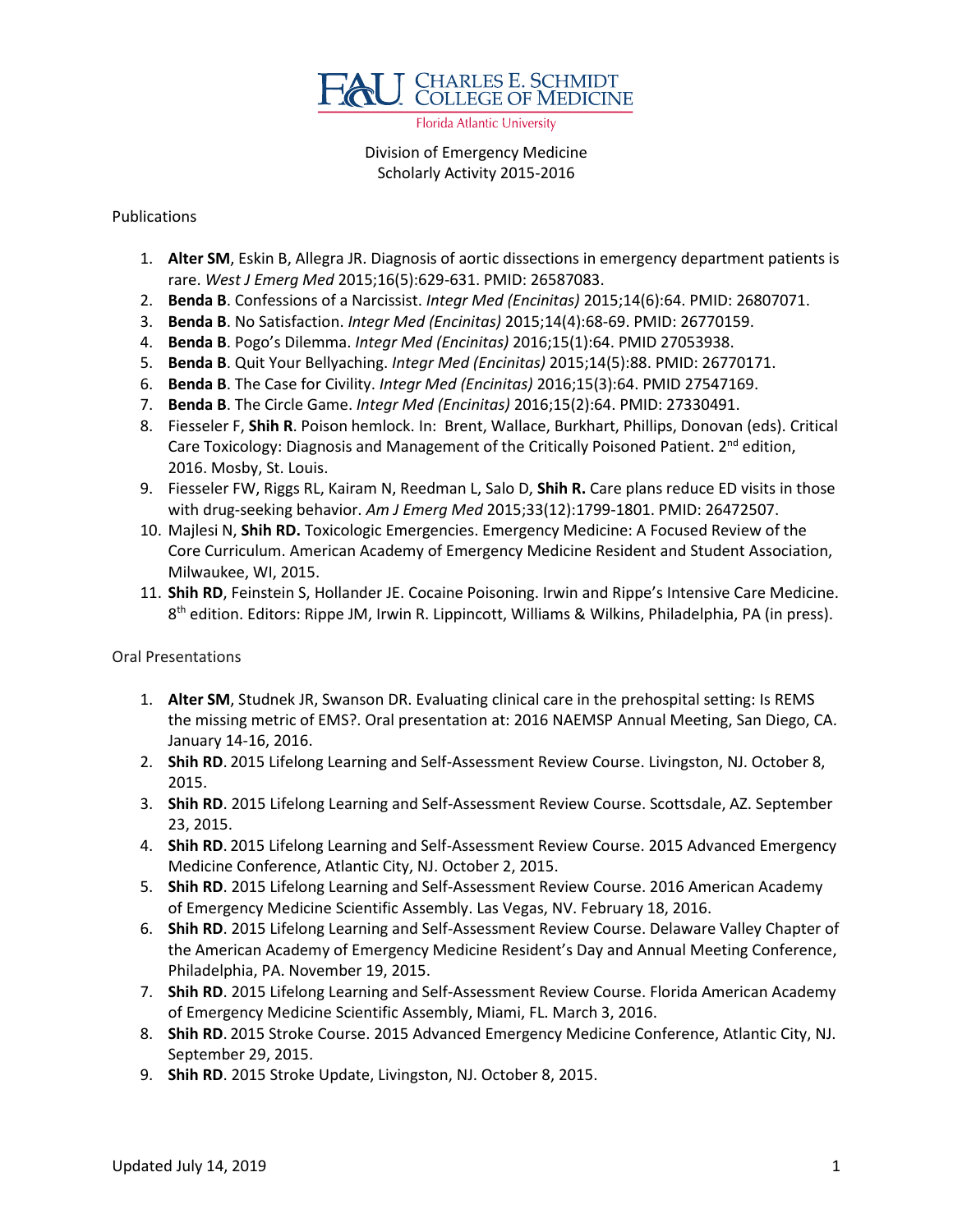CHARLES E. SCHMIDT COLLEGE OF MEDICINE

Florida Atlantic University

Division of Emergency Medicine
Scholarly Activity 2015-2016

## Publications

1. **Alter SM**, Eskin B, Allegra JR. Diagnosis of aortic dissections in emergency department patients is rare. *West J Emerg Med* 2015;16(5):629-631. PMID: 26587083.
2. **Benda B**. Confessions of a Narcissist. *Integr Med (Encinitas)* 2015;14(6):64. PMID: 26807071.
3. **Benda B**. No Satisfaction. *Integr Med (Encinitas)* 2015;14(4):68-69. PMID: 26770159.
4. **Benda B**. Pogo's Dilemma. *Integr Med (Encinitas)* 2016;15(1):64. PMID 27053938.
5. **Benda B**. Quit Your Bellyaching. *Integr Med (Encinitas)* 2015;14(5):88. PMID: 26770171.
6. **Benda B**. The Case for Civility. *Integr Med (Encinitas)* 2016;15(3):64. PMID 27547169.
7. **Benda B**. The Circle Game. *Integr Med (Encinitas)* 2016;15(2):64. PMID: 27330491.
8. Fiesseler F, **Shih R**. Poison hemlock. In: Brent, Wallace, Burkhart, Phillips, Donovan (eds). Critical Care Toxicology: Diagnosis and Management of the Critically Poisoned Patient. 2nd edition, 2016. Mosby, St. Louis.
9. Fiesseler FW, Riggs RL, Kairam N, Reedman L, Salo D, **Shih R.** Care plans reduce ED visits in those with drug-seeking behavior. *Am J Emerg Med* 2015;33(12):1799-1801. PMID: 26472507.
10. Majlesi N, **Shih RD.** Toxicologic Emergencies. Emergency Medicine: A Focused Review of the Core Curriculum. American Academy of Emergency Medicine Resident and Student Association, Milwaukee, WI, 2015.
11. **Shih RD**, Feinstein S, Hollander JE. Cocaine Poisoning. Irwin and Rippe's Intensive Care Medicine. 8th edition. Editors: Rippe JM, Irwin R. Lippincott, Williams & Wilkins, Philadelphia, PA (in press).

## Oral Presentations

1. **Alter SM**, Studnek JR, Swanson DR. Evaluating clinical care in the prehospital setting: Is REMS the missing metric of EMS?. Oral presentation at: 2016 NAEMSP Annual Meeting, San Diego, CA. January 14-16, 2016.
2. **Shih RD**. 2015 Lifelong Learning and Self-Assessment Review Course. Livingston, NJ. October 8, 2015.
3. **Shih RD**. 2015 Lifelong Learning and Self-Assessment Review Course. Scottsdale, AZ. September 23, 2015.
4. **Shih RD**. 2015 Lifelong Learning and Self-Assessment Review Course. 2015 Advanced Emergency Medicine Conference, Atlantic City, NJ. October 2, 2015.
5. **Shih RD**. 2015 Lifelong Learning and Self-Assessment Review Course. 2016 American Academy of Emergency Medicine Scientific Assembly. Las Vegas, NV. February 18, 2016.
6. **Shih RD**. 2015 Lifelong Learning and Self-Assessment Review Course. Delaware Valley Chapter of the American Academy of Emergency Medicine Resident's Day and Annual Meeting Conference, Philadelphia, PA. November 19, 2015.
7. **Shih RD**. 2015 Lifelong Learning and Self-Assessment Review Course. Florida American Academy of Emergency Medicine Scientific Assembly, Miami, FL. March 3, 2016.
8. **Shih RD**. 2015 Stroke Course. 2015 Advanced Emergency Medicine Conference, Atlantic City, NJ. September 29, 2015.
9. **Shih RD**. 2015 Stroke Update, Livingston, NJ. October 8, 2015.

Updated July 14, 2019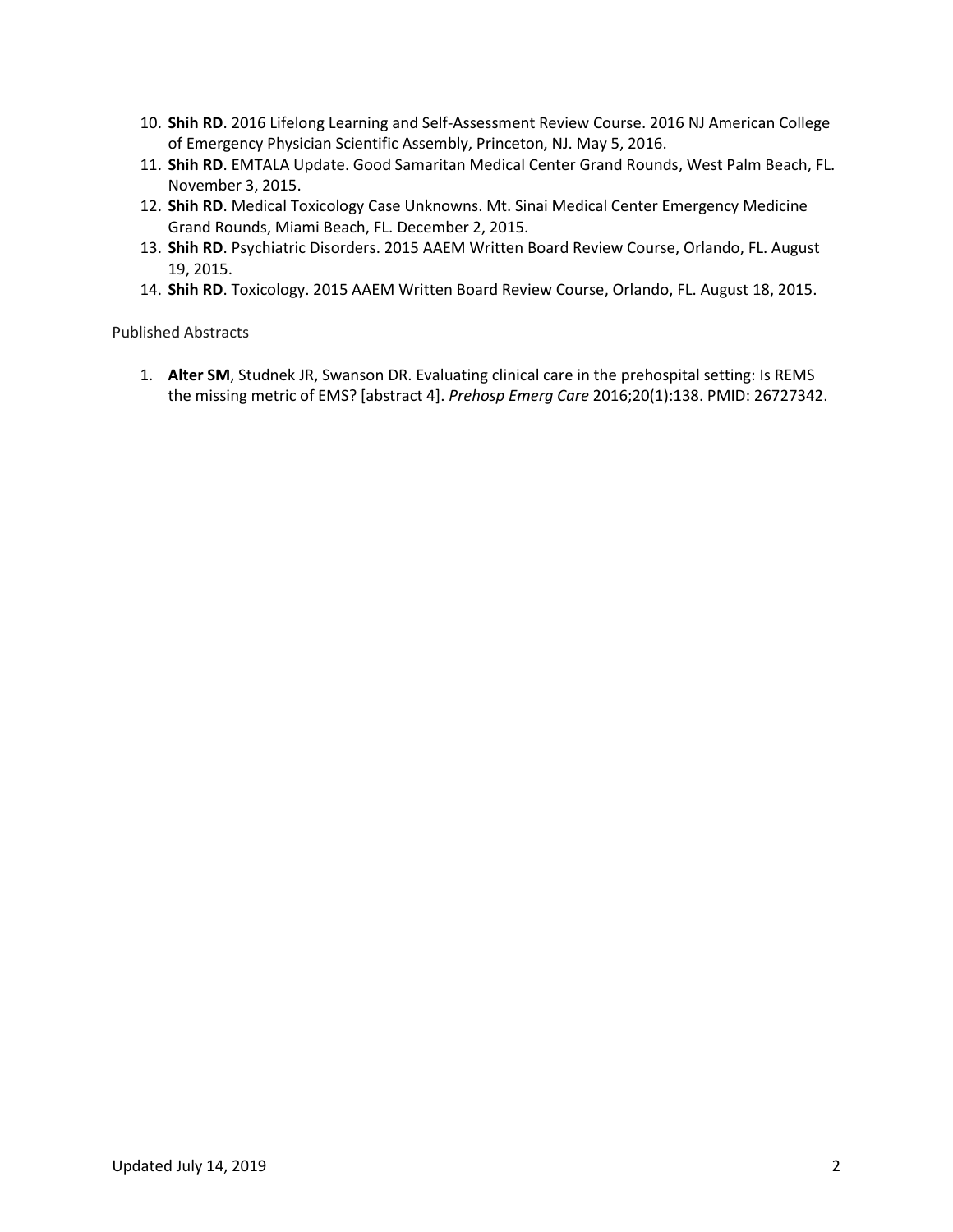10. **Shih RD**. 2016 Lifelong Learning and Self-Assessment Review Course. 2016 NJ American College of Emergency Physician Scientific Assembly, Princeton, NJ. May 5, 2016.
11. **Shih RD**. EMTALA Update. Good Samaritan Medical Center Grand Rounds, West Palm Beach, FL. November 3, 2015.
12. **Shih RD**. Medical Toxicology Case Unknowns. Mt. Sinai Medical Center Emergency Medicine Grand Rounds, Miami Beach, FL. December 2, 2015.
13. **Shih RD**. Psychiatric Disorders. 2015 AAEM Written Board Review Course, Orlando, FL. August 19, 2015.
14. **Shih RD**. Toxicology. 2015 AAEM Written Board Review Course, Orlando, FL. August 18, 2015.

Published Abstracts

1. **Alter SM**, Studnek JR, Swanson DR. Evaluating clinical care in the prehospital setting: Is REMS the missing metric of EMS? [abstract 4]. *Prehosp Emerg Care* 2016;20(1):138. PMID: 26727342.

Updated July 14, 2019